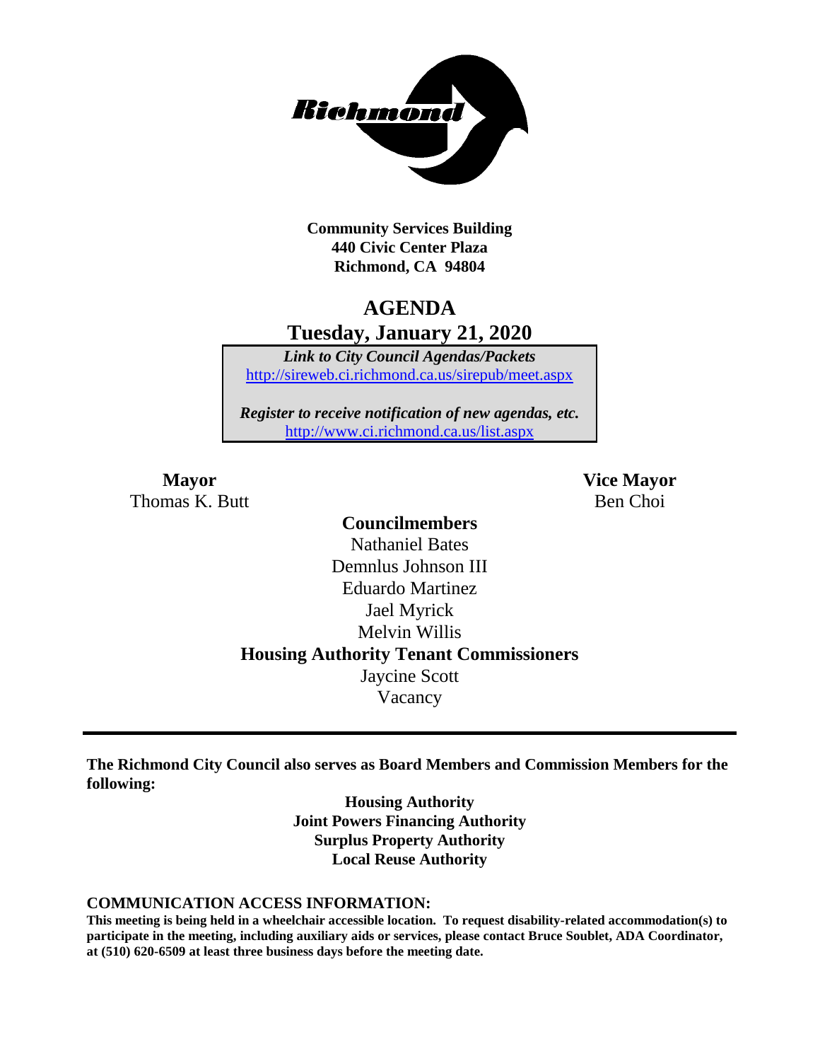**Community Services Building**
**440 Civic Center Plaza**
**Richmond, CA 94804**

# AGENDA

## Tuesday, January 21, 2020

***Link to City Council Agendas/Packets***
http://sireweb.ci.richmond.ca.us/sirepub/meet.aspx

***Register to receive notification of new agendas, etc.***
http://www.ci.richmond.ca.us/list.aspx

**Mayor**
Thomas K. Butt

**Vice Mayor**
Ben Choi

**Councilmembers**
Nathaniel Bates
Demnlus Johnson III
Eduardo Martinez
Jael Myrick
Melvin Willis

**Housing Authority Tenant Commissioners**
Jaycine Scott
Vacancy

---

**The Richmond City Council also serves as Board Members and Commission Members for the following:**

**Housing Authority**
**Joint Powers Financing Authority**
**Surplus Property Authority**
**Local Reuse Authority**

**COMMUNICATION ACCESS INFORMATION:**

**This meeting is being held in a wheelchair accessible location. To request disability-related accommodation(s) to participate in the meeting, including auxiliary aids or services, please contact Bruce Soublet, ADA Coordinator, at (510) 620-6509 at least three business days before the meeting date.**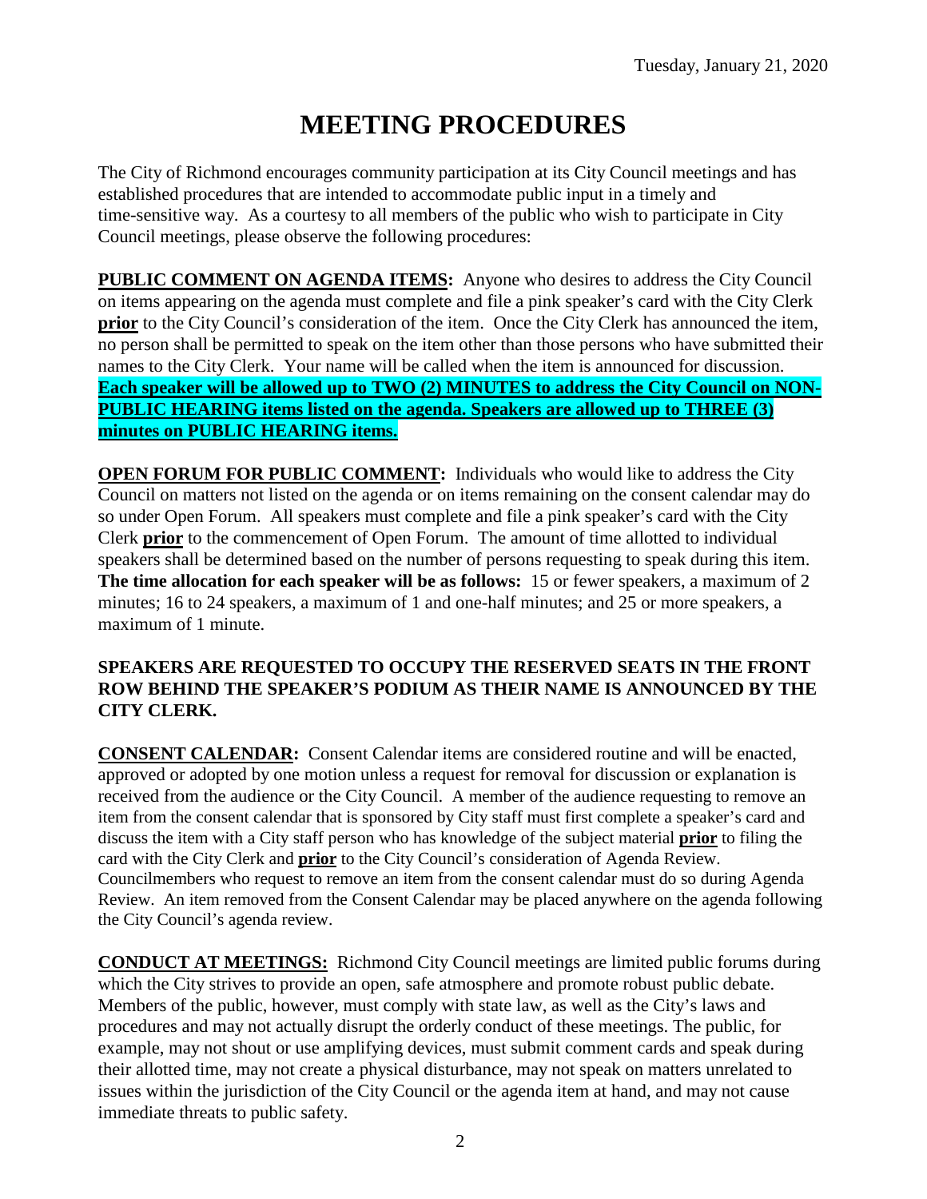Tuesday, January 21, 2020

# MEETING PROCEDURES

The City of Richmond encourages community participation at its City Council meetings and has established procedures that are intended to accommodate public input in a timely and time-sensitive way. As a courtesy to all members of the public who wish to participate in City Council meetings, please observe the following procedures:

**PUBLIC COMMENT ON AGENDA ITEMS:** Anyone who desires to address the City Council on items appearing on the agenda must complete and file a pink speaker's card with the City Clerk **prior** to the City Council's consideration of the item. Once the City Clerk has announced the item, no person shall be permitted to speak on the item other than those persons who have submitted their names to the City Clerk. Your name will be called when the item is announced for discussion. **Each speaker will be allowed up to TWO (2) MINUTES to address the City Council on NON-PUBLIC HEARING items listed on the agenda. Speakers are allowed up to THREE (3) minutes on PUBLIC HEARING items.**

**OPEN FORUM FOR PUBLIC COMMENT:** Individuals who would like to address the City Council on matters not listed on the agenda or on items remaining on the consent calendar may do so under Open Forum. All speakers must complete and file a pink speaker's card with the City Clerk **prior** to the commencement of Open Forum. The amount of time allotted to individual speakers shall be determined based on the number of persons requesting to speak during this item. **The time allocation for each speaker will be as follows:** 15 or fewer speakers, a maximum of 2 minutes; 16 to 24 speakers, a maximum of 1 and one-half minutes; and 25 or more speakers, a maximum of 1 minute.

**SPEAKERS ARE REQUESTED TO OCCUPY THE RESERVED SEATS IN THE FRONT ROW BEHIND THE SPEAKER'S PODIUM AS THEIR NAME IS ANNOUNCED BY THE CITY CLERK.**

**CONSENT CALENDAR:** Consent Calendar items are considered routine and will be enacted, approved or adopted by one motion unless a request for removal for discussion or explanation is received from the audience or the City Council. A member of the audience requesting to remove an item from the consent calendar that is sponsored by City staff must first complete a speaker's card and discuss the item with a City staff person who has knowledge of the subject material **prior** to filing the card with the City Clerk and **prior** to the City Council's consideration of Agenda Review. Councilmembers who request to remove an item from the consent calendar must do so during Agenda Review. An item removed from the Consent Calendar may be placed anywhere on the agenda following the City Council's agenda review.

**CONDUCT AT MEETINGS:** Richmond City Council meetings are limited public forums during which the City strives to provide an open, safe atmosphere and promote robust public debate. Members of the public, however, must comply with state law, as well as the City's laws and procedures and may not actually disrupt the orderly conduct of these meetings. The public, for example, may not shout or use amplifying devices, must submit comment cards and speak during their allotted time, may not create a physical disturbance, may not speak on matters unrelated to issues within the jurisdiction of the City Council or the agenda item at hand, and may not cause immediate threats to public safety.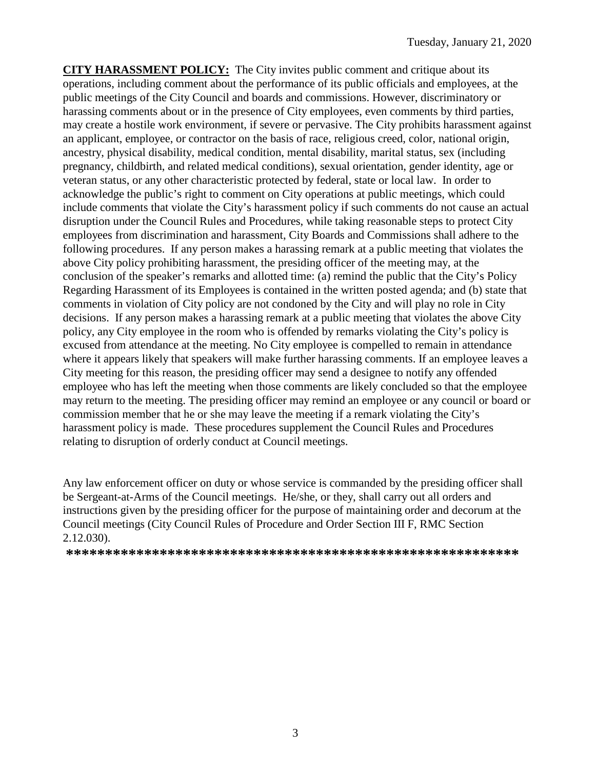Tuesday, January 21, 2020

**CITY HARASSMENT POLICY:** The City invites public comment and critique about its operations, including comment about the performance of its public officials and employees, at the public meetings of the City Council and boards and commissions. However, discriminatory or harassing comments about or in the presence of City employees, even comments by third parties, may create a hostile work environment, if severe or pervasive. The City prohibits harassment against an applicant, employee, or contractor on the basis of race, religious creed, color, national origin, ancestry, physical disability, medical condition, mental disability, marital status, sex (including pregnancy, childbirth, and related medical conditions), sexual orientation, gender identity, age or veteran status, or any other characteristic protected by federal, state or local law. In order to acknowledge the public's right to comment on City operations at public meetings, which could include comments that violate the City's harassment policy if such comments do not cause an actual disruption under the Council Rules and Procedures, while taking reasonable steps to protect City employees from discrimination and harassment, City Boards and Commissions shall adhere to the following procedures. If any person makes a harassing remark at a public meeting that violates the above City policy prohibiting harassment, the presiding officer of the meeting may, at the conclusion of the speaker's remarks and allotted time: (a) remind the public that the City's Policy Regarding Harassment of its Employees is contained in the written posted agenda; and (b) state that comments in violation of City policy are not condoned by the City and will play no role in City decisions. If any person makes a harassing remark at a public meeting that violates the above City policy, any City employee in the room who is offended by remarks violating the City's policy is excused from attendance at the meeting. No City employee is compelled to remain in attendance where it appears likely that speakers will make further harassing comments. If an employee leaves a City meeting for this reason, the presiding officer may send a designee to notify any offended employee who has left the meeting when those comments are likely concluded so that the employee may return to the meeting. The presiding officer may remind an employee or any council or board or commission member that he or she may leave the meeting if a remark violating the City's harassment policy is made. These procedures supplement the Council Rules and Procedures relating to disruption of orderly conduct at Council meetings.

Any law enforcement officer on duty or whose service is commanded by the presiding officer shall be Sergeant-at-Arms of the Council meetings. He/she, or they, shall carry out all orders and instructions given by the presiding officer for the purpose of maintaining order and decorum at the Council meetings (City Council Rules of Procedure and Order Section III F, RMC Section 2.12.030).

**\*\*\*\*\*\*\*\*\*\*\*\*\*\*\*\*\*\*\*\*\*\*\*\*\*\*\*\*\*\*\*\*\*\*\*\*\*\*\*\*\*\*\*\*\*\*\*\*\*\*\*\*\*\*\*\*\*\*\*\***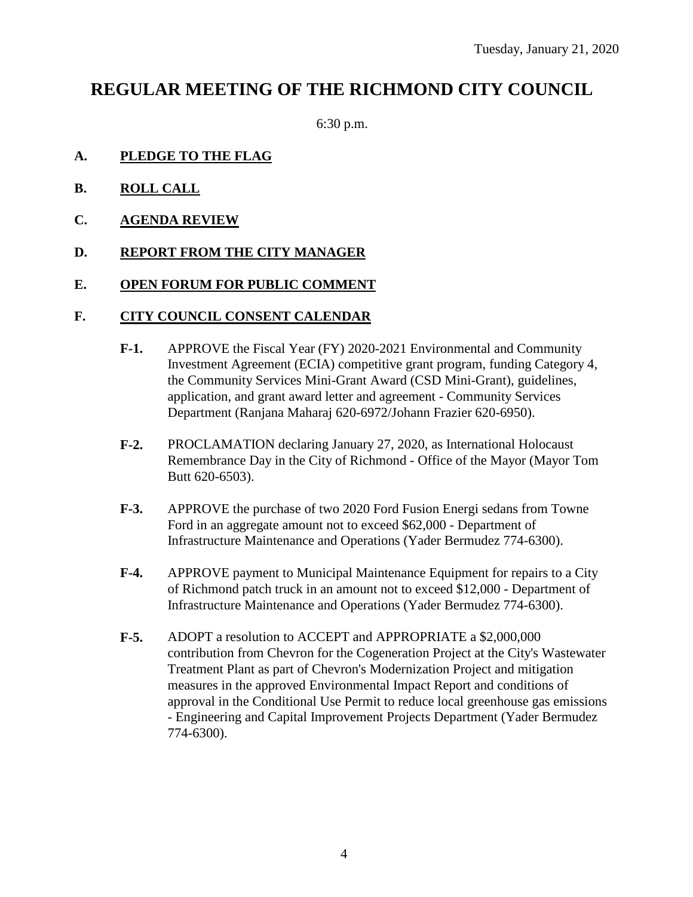Tuesday, January 21, 2020

# REGULAR MEETING OF THE RICHMOND CITY COUNCIL

6:30 p.m.

**A. PLEDGE TO THE FLAG**

**B. ROLL CALL**

**C. AGENDA REVIEW**

**D. REPORT FROM THE CITY MANAGER**

**E. OPEN FORUM FOR PUBLIC COMMENT**

**F. CITY COUNCIL CONSENT CALENDAR**

**F-1.** APPROVE the Fiscal Year (FY) 2020-2021 Environmental and Community Investment Agreement (ECIA) competitive grant program, funding Category 4, the Community Services Mini-Grant Award (CSD Mini-Grant), guidelines, application, and grant award letter and agreement - Community Services Department (Ranjana Maharaj 620-6972/Johann Frazier 620-6950).

**F-2.** PROCLAMATION declaring January 27, 2020, as International Holocaust Remembrance Day in the City of Richmond - Office of the Mayor (Mayor Tom Butt 620-6503).

**F-3.** APPROVE the purchase of two 2020 Ford Fusion Energi sedans from Towne Ford in an aggregate amount not to exceed $62,000 - Department of Infrastructure Maintenance and Operations (Yader Bermudez 774-6300).

**F-4.** APPROVE payment to Municipal Maintenance Equipment for repairs to a City of Richmond patch truck in an amount not to exceed $12,000 - Department of Infrastructure Maintenance and Operations (Yader Bermudez 774-6300).

**F-5.** ADOPT a resolution to ACCEPT and APPROPRIATE a $2,000,000 contribution from Chevron for the Cogeneration Project at the City's Wastewater Treatment Plant as part of Chevron's Modernization Project and mitigation measures in the approved Environmental Impact Report and conditions of approval in the Conditional Use Permit to reduce local greenhouse gas emissions - Engineering and Capital Improvement Projects Department (Yader Bermudez 774-6300).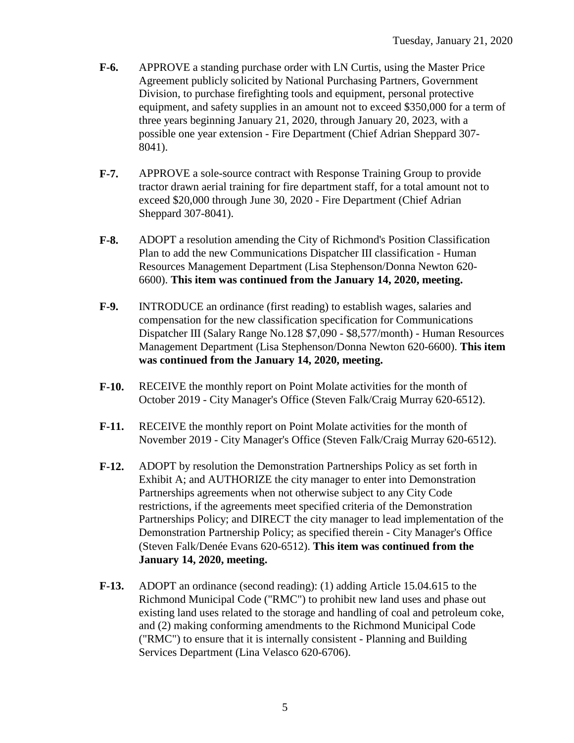**F-6.** APPROVE a standing purchase order with LN Curtis, using the Master Price Agreement publicly solicited by National Purchasing Partners, Government Division, to purchase firefighting tools and equipment, personal protective equipment, and safety supplies in an amount not to exceed $350,000 for a term of three years beginning January 21, 2020, through January 20, 2023, with a possible one year extension - Fire Department (Chief Adrian Sheppard 307-8041).

**F-7.** APPROVE a sole-source contract with Response Training Group to provide tractor drawn aerial training for fire department staff, for a total amount not to exceed $20,000 through June 30, 2020 - Fire Department (Chief Adrian Sheppard 307-8041).

**F-8.** ADOPT a resolution amending the City of Richmond's Position Classification Plan to add the new Communications Dispatcher III classification - Human Resources Management Department (Lisa Stephenson/Donna Newton 620-6600). **This item was continued from the January 14, 2020, meeting.**

**F-9.** INTRODUCE an ordinance (first reading) to establish wages, salaries and compensation for the new classification specification for Communications Dispatcher III (Salary Range No.128 $7,090 - $8,577/month) - Human Resources Management Department (Lisa Stephenson/Donna Newton 620-6600). **This item was continued from the January 14, 2020, meeting.**

**F-10.** RECEIVE the monthly report on Point Molate activities for the month of October 2019 - City Manager's Office (Steven Falk/Craig Murray 620-6512).

**F-11.** RECEIVE the monthly report on Point Molate activities for the month of November 2019 - City Manager's Office (Steven Falk/Craig Murray 620-6512).

**F-12.** ADOPT by resolution the Demonstration Partnerships Policy as set forth in Exhibit A; and AUTHORIZE the city manager to enter into Demonstration Partnerships agreements when not otherwise subject to any City Code restrictions, if the agreements meet specified criteria of the Demonstration Partnerships Policy; and DIRECT the city manager to lead implementation of the Demonstration Partnership Policy; as specified therein - City Manager's Office (Steven Falk/Denée Evans 620-6512). **This item was continued from the January 14, 2020, meeting.**

**F-13.** ADOPT an ordinance (second reading): (1) adding Article 15.04.615 to the Richmond Municipal Code ("RMC") to prohibit new land uses and phase out existing land uses related to the storage and handling of coal and petroleum coke, and (2) making conforming amendments to the Richmond Municipal Code ("RMC") to ensure that it is internally consistent - Planning and Building Services Department (Lina Velasco 620-6706).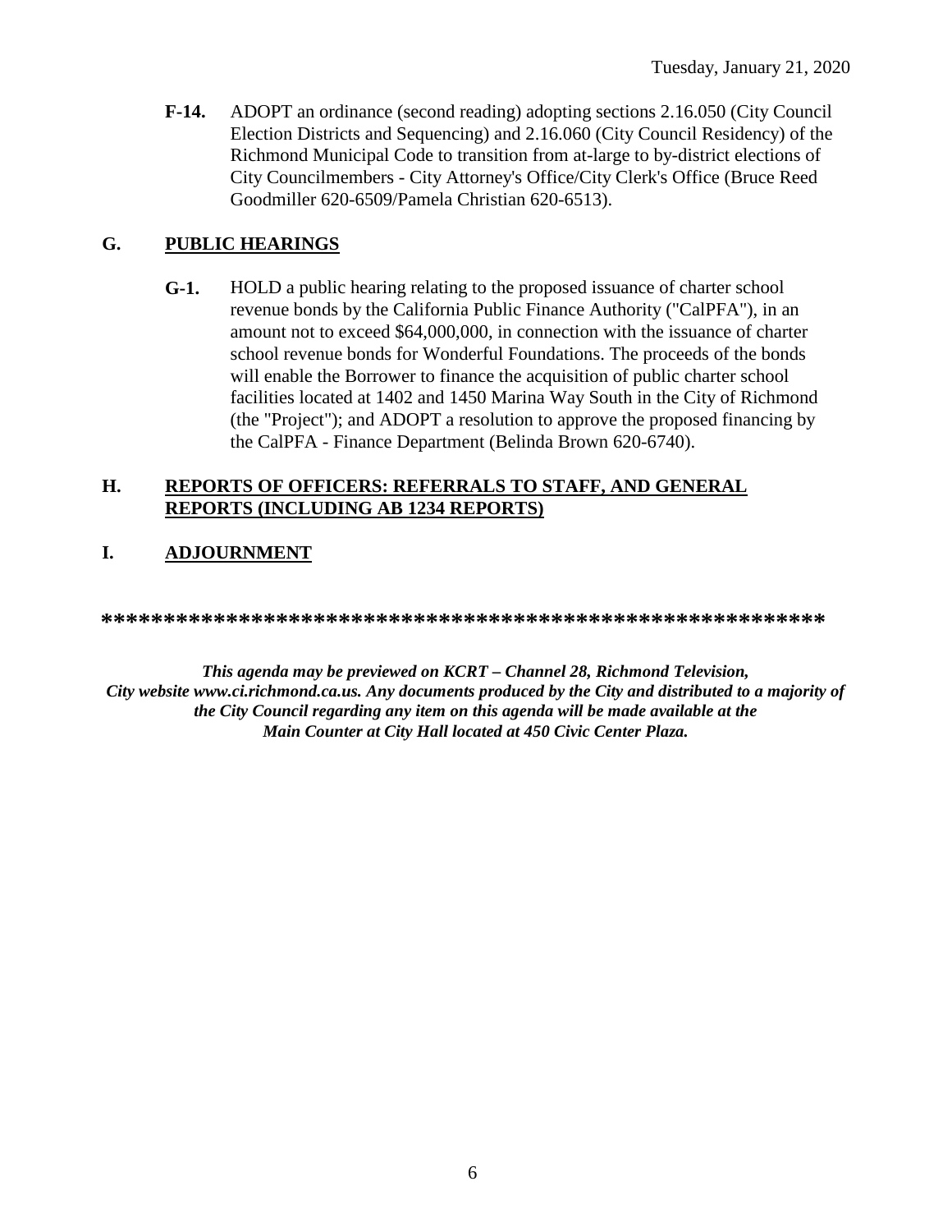**F-14.** ADOPT an ordinance (second reading) adopting sections 2.16.050 (City Council Election Districts and Sequencing) and 2.16.060 (City Council Residency) of the Richmond Municipal Code to transition from at-large to by-district elections of City Councilmembers - City Attorney's Office/City Clerk's Office (Bruce Reed Goodmiller 620-6509/Pamela Christian 620-6513).

## G. PUBLIC HEARINGS

**G-1.** HOLD a public hearing relating to the proposed issuance of charter school revenue bonds by the California Public Finance Authority ("CalPFA"), in an amount not to exceed $64,000,000, in connection with the issuance of charter school revenue bonds for Wonderful Foundations. The proceeds of the bonds will enable the Borrower to finance the acquisition of public charter school facilities located at 1402 and 1450 Marina Way South in the City of Richmond (the "Project"); and ADOPT a resolution to approve the proposed financing by the CalPFA - Finance Department (Belinda Brown 620-6740).

## H. REPORTS OF OFFICERS: REFERRALS TO STAFF, AND GENERAL REPORTS (INCLUDING AB 1234 REPORTS)

## I. ADJOURNMENT

**************************************************************

***This agenda may be previewed on KCRT – Channel 28, Richmond Television, City website www.ci.richmond.ca.us. Any documents produced by the City and distributed to a majority of the City Council regarding any item on this agenda will be made available at the Main Counter at City Hall located at 450 Civic Center Plaza.***